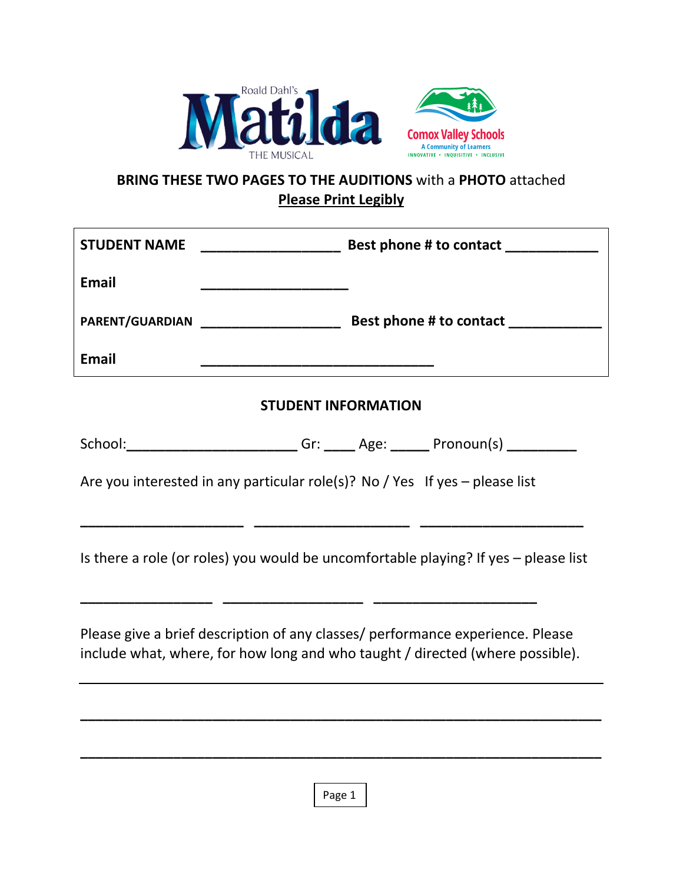Roald Dahl's **Matilda** THE MUSICAL

Comox Valley Schools
A Community of Learners
INNOVATIVE • INQUISITIVE • INCLUSIVE

**BRING THESE TWO PAGES TO THE AUDITIONS** with a **PHOTO** attached

**Please Print Legibly**

| | | | |
|---|---|---|---|
| **STUDENT NAME** | ________________ | **Best phone # to contact** | ___________ |
| **Email** | _________________ | | |
| **PARENT/GUARDIAN** | ________________ | **Best phone # to contact** | ___________ |
| **Email** | ___________________________ | | |

## STUDENT INFORMATION

School:____________________ Gr: ____ Age: _____ Pronoun(s) _________

Are you interested in any particular role(s)? No / Yes If yes – please list

___________________ __________________ ___________________

Is there a role (or roles) you would be uncomfortable playing? If yes – please list

_______________ ________________ ___________________

Please give a brief description of any classes/ performance experience. Please include what, where, for how long and who taught / directed (where possible).

_____________________________________________________________

_____________________________________________________________

_____________________________________________________________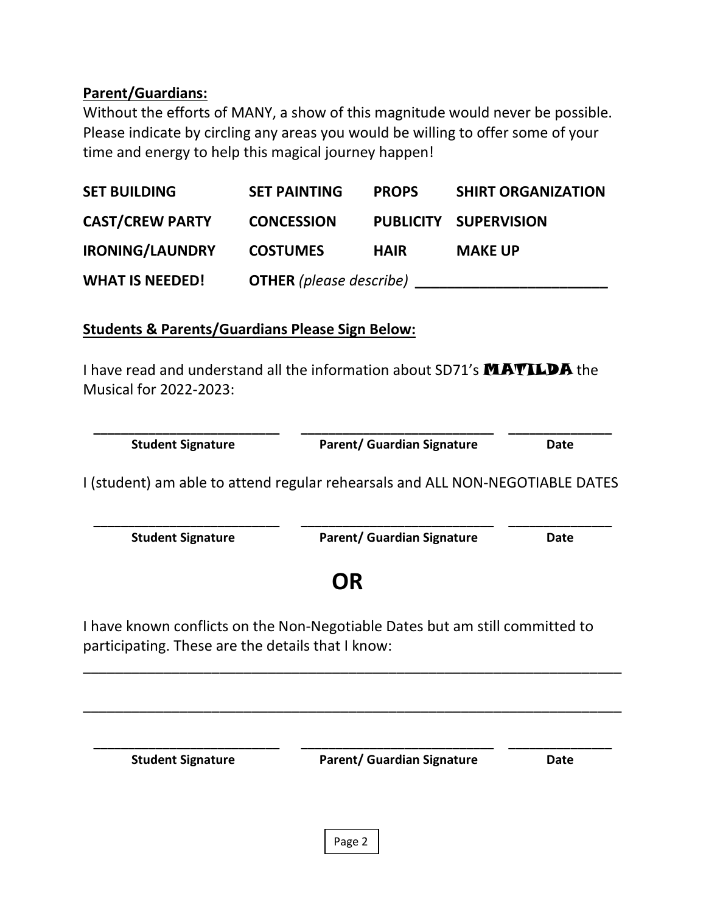**Parent/Guardians:**

Without the efforts of MANY, a show of this magnitude would never be possible. Please indicate by circling any areas you would be willing to offer some of your time and energy to help this magical journey happen!

| | | | |
|---|---|---|---|
| **SET BUILDING** | **SET PAINTING** | **PROPS** | **SHIRT ORGANIZATION** |
| **CAST/CREW PARTY** | **CONCESSION** | **PUBLICITY** | **SUPERVISION** |
| **IRONING/LAUNDRY** | **COSTUMES** | **HAIR** | **MAKE UP** |
| **WHAT IS NEEDED!** | **OTHER** *(please describe)* ________________________ | | |

**Students & Parents/Guardians Please Sign Below:**

I have read and understand all the information about SD71's **MATILDA** the Musical for 2022-2023:

| | | |
|---|---|---|
| _________________________ | _________________________ | _____________ |
| **Student Signature** | **Parent/ Guardian Signature** | **Date** |

I (student) am able to attend regular rehearsals and ALL NON-NEGOTIABLE DATES

| | | |
|---|---|---|
| _________________________ | _________________________ | _____________ |
| **Student Signature** | **Parent/ Guardian Signature** | **Date** |

**OR**

I have known conflicts on the Non-Negotiable Dates but am still committed to participating. These are the details that I know:

______________________________________________________________________

______________________________________________________________________

| | | |
|---|---|---|
| _________________________ | _________________________ | _____________ |
| **Student Signature** | **Parent/ Guardian Signature** | **Date** |